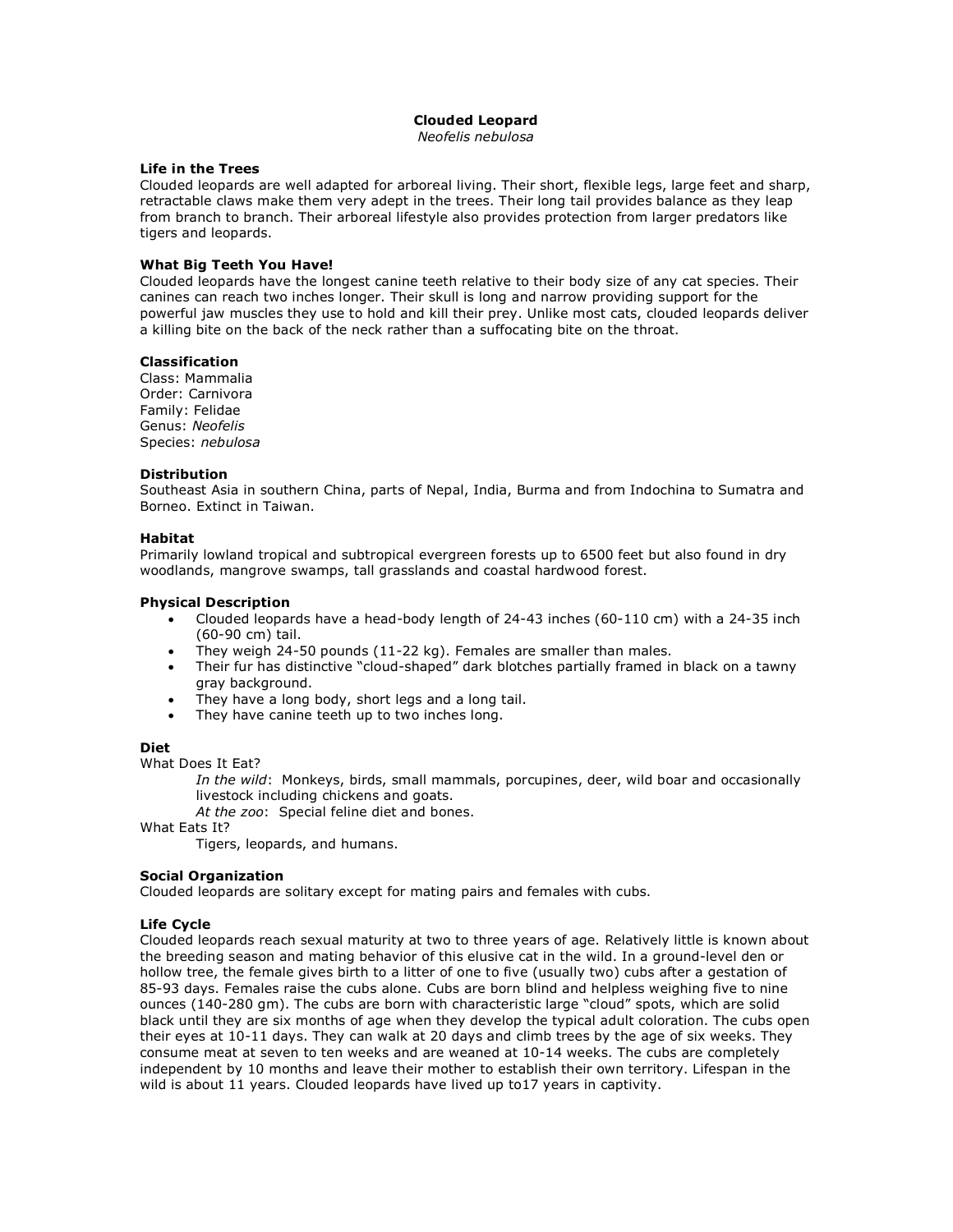# Clouded Leopard

*Neofelis nebulosa*

**Life in the Trees**

Clouded leopards are well adapted for arboreal living. Their short, flexible legs, large feet and sharp, retractable claws make them very adept in the trees. Their long tail provides balance as they leap from branch to branch. Their arboreal lifestyle also provides protection from larger predators like tigers and leopards.

**What Big Teeth You Have!**

Clouded leopards have the longest canine teeth relative to their body size of any cat species. Their canines can reach two inches longer. Their skull is long and narrow providing support for the powerful jaw muscles they use to hold and kill their prey. Unlike most cats, clouded leopards deliver a killing bite on the back of the neck rather than a suffocating bite on the throat.

**Classification**

Class: Mammalia
Order: Carnivora
Family: Felidae
Genus: *Neofelis*
Species: *nebulosa*

**Distribution**

Southeast Asia in southern China, parts of Nepal, India, Burma and from Indochina to Sumatra and Borneo. Extinct in Taiwan.

**Habitat**

Primarily lowland tropical and subtropical evergreen forests up to 6500 feet but also found in dry woodlands, mangrove swamps, tall grasslands and coastal hardwood forest.

**Physical Description**

- Clouded leopards have a head-body length of 24-43 inches (60-110 cm) with a 24-35 inch (60-90 cm) tail.
- They weigh 24-50 pounds (11-22 kg). Females are smaller than males.
- Their fur has distinctive "cloud-shaped" dark blotches partially framed in black on a tawny gray background.
- They have a long body, short legs and a long tail.
- They have canine teeth up to two inches long.

**Diet**

What Does It Eat?

*In the wild*: Monkeys, birds, small mammals, porcupines, deer, wild boar and occasionally livestock including chickens and goats.

*At the zoo*: Special feline diet and bones.

What Eats It?

Tigers, leopards, and humans.

**Social Organization**

Clouded leopards are solitary except for mating pairs and females with cubs.

**Life Cycle**

Clouded leopards reach sexual maturity at two to three years of age. Relatively little is known about the breeding season and mating behavior of this elusive cat in the wild. In a ground-level den or hollow tree, the female gives birth to a litter of one to five (usually two) cubs after a gestation of 85-93 days. Females raise the cubs alone. Cubs are born blind and helpless weighing five to nine ounces (140-280 gm). The cubs are born with characteristic large "cloud" spots, which are solid black until they are six months of age when they develop the typical adult coloration. The cubs open their eyes at 10-11 days. They can walk at 20 days and climb trees by the age of six weeks. They consume meat at seven to ten weeks and are weaned at 10-14 weeks. The cubs are completely independent by 10 months and leave their mother to establish their own territory. Lifespan in the wild is about 11 years. Clouded leopards have lived up to17 years in captivity.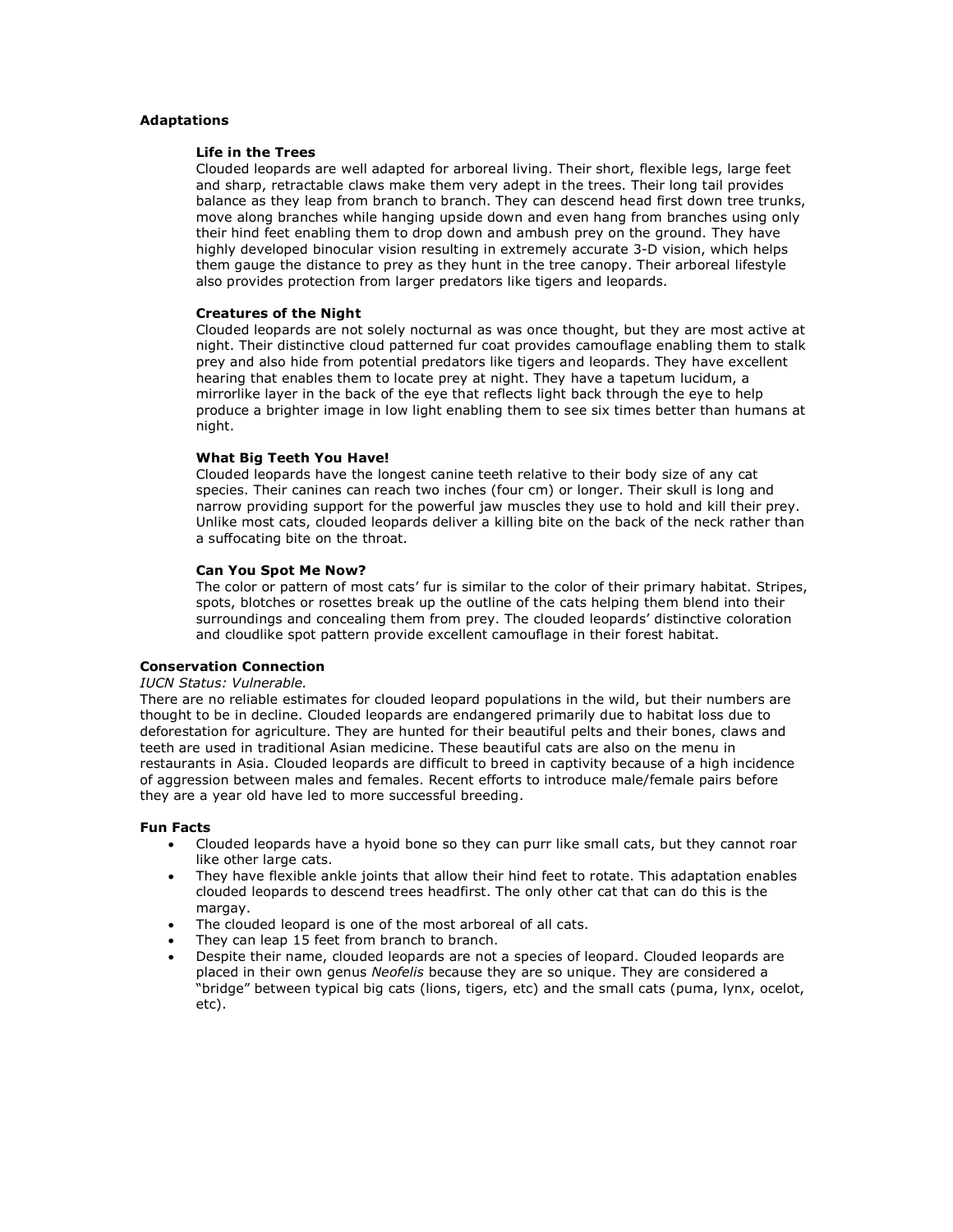## Adaptations

### Life in the Trees

Clouded leopards are well adapted for arboreal living. Their short, flexible legs, large feet and sharp, retractable claws make them very adept in the trees. Their long tail provides balance as they leap from branch to branch. They can descend head first down tree trunks, move along branches while hanging upside down and even hang from branches using only their hind feet enabling them to drop down and ambush prey on the ground. They have highly developed binocular vision resulting in extremely accurate 3-D vision, which helps them gauge the distance to prey as they hunt in the tree canopy. Their arboreal lifestyle also provides protection from larger predators like tigers and leopards.

### Creatures of the Night

Clouded leopards are not solely nocturnal as was once thought, but they are most active at night. Their distinctive cloud patterned fur coat provides camouflage enabling them to stalk prey and also hide from potential predators like tigers and leopards. They have excellent hearing that enables them to locate prey at night. They have a tapetum lucidum, a mirrorlike layer in the back of the eye that reflects light back through the eye to help produce a brighter image in low light enabling them to see six times better than humans at night.

### What Big Teeth You Have!

Clouded leopards have the longest canine teeth relative to their body size of any cat species. Their canines can reach two inches (four cm) or longer. Their skull is long and narrow providing support for the powerful jaw muscles they use to hold and kill their prey. Unlike most cats, clouded leopards deliver a killing bite on the back of the neck rather than a suffocating bite on the throat.

### Can You Spot Me Now?

The color or pattern of most cats' fur is similar to the color of their primary habitat. Stripes, spots, blotches or rosettes break up the outline of the cats helping them blend into their surroundings and concealing them from prey. The clouded leopards' distinctive coloration and cloudlike spot pattern provide excellent camouflage in their forest habitat.

## Conservation Connection

*IUCN Status: Vulnerable.*

There are no reliable estimates for clouded leopard populations in the wild, but their numbers are thought to be in decline. Clouded leopards are endangered primarily due to habitat loss due to deforestation for agriculture. They are hunted for their beautiful pelts and their bones, claws and teeth are used in traditional Asian medicine. These beautiful cats are also on the menu in restaurants in Asia. Clouded leopards are difficult to breed in captivity because of a high incidence of aggression between males and females. Recent efforts to introduce male/female pairs before they are a year old have led to more successful breeding.

## Fun Facts

- Clouded leopards have a hyoid bone so they can purr like small cats, but they cannot roar like other large cats.
- They have flexible ankle joints that allow their hind feet to rotate. This adaptation enables clouded leopards to descend trees headfirst. The only other cat that can do this is the margay.
- The clouded leopard is one of the most arboreal of all cats.
- They can leap 15 feet from branch to branch.
- Despite their name, clouded leopards are not a species of leopard. Clouded leopards are placed in their own genus *Neofelis* because they are so unique. They are considered a "bridge" between typical big cats (lions, tigers, etc) and the small cats (puma, lynx, ocelot, etc).